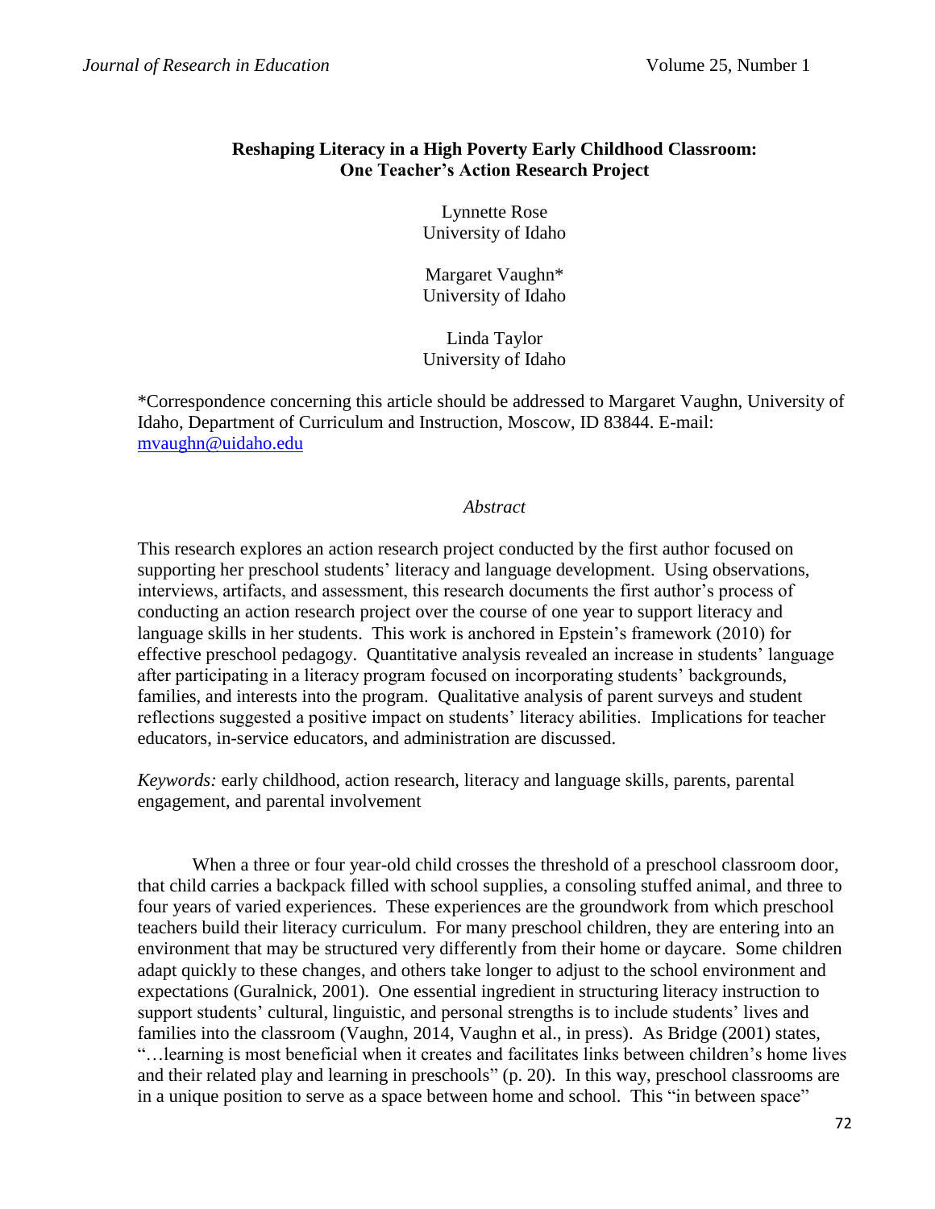# Reshaping Literacy in a High Poverty Early Childhood Classroom: One Teacher's Action Research Project

Lynnette Rose
University of Idaho

Margaret Vaughn*
University of Idaho

Linda Taylor
University of Idaho

*Correspondence concerning this article should be addressed to Margaret Vaughn, University of Idaho, Department of Curriculum and Instruction, Moscow, ID 83844. E-mail: mvaughn@uidaho.edu

## *Abstract*

This research explores an action research project conducted by the first author focused on supporting her preschool students' literacy and language development. Using observations, interviews, artifacts, and assessment, this research documents the first author's process of conducting an action research project over the course of one year to support literacy and language skills in her students. This work is anchored in Epstein's framework (2010) for effective preschool pedagogy. Quantitative analysis revealed an increase in students' language after participating in a literacy program focused on incorporating students' backgrounds, families, and interests into the program. Qualitative analysis of parent surveys and student reflections suggested a positive impact on students' literacy abilities. Implications for teacher educators, in-service educators, and administration are discussed.

*Keywords:* early childhood, action research, literacy and language skills, parents, parental engagement, and parental involvement

When a three or four year-old child crosses the threshold of a preschool classroom door, that child carries a backpack filled with school supplies, a consoling stuffed animal, and three to four years of varied experiences. These experiences are the groundwork from which preschool teachers build their literacy curriculum. For many preschool children, they are entering into an environment that may be structured very differently from their home or daycare. Some children adapt quickly to these changes, and others take longer to adjust to the school environment and expectations (Guralnick, 2001). One essential ingredient in structuring literacy instruction to support students' cultural, linguistic, and personal strengths is to include students' lives and families into the classroom (Vaughn, 2014, Vaughn et al., in press). As Bridge (2001) states, "…learning is most beneficial when it creates and facilitates links between children's home lives and their related play and learning in preschools" (p. 20). In this way, preschool classrooms are in a unique position to serve as a space between home and school. This "in between space"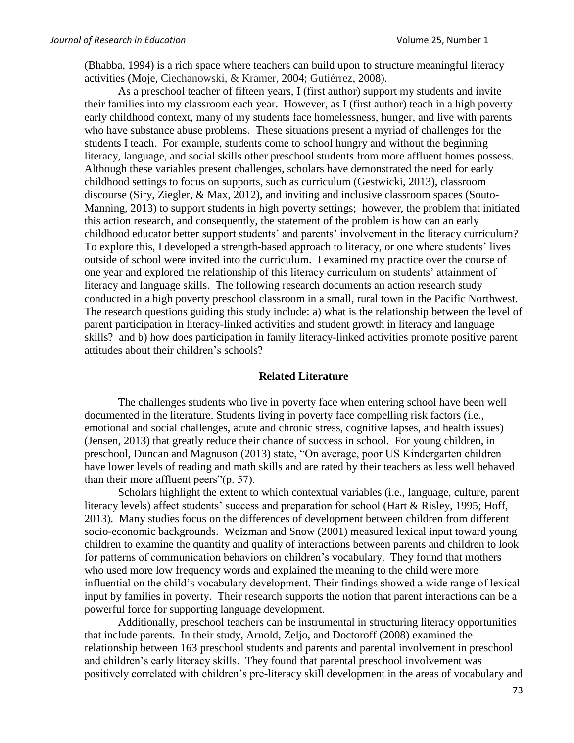(Bhabba, 1994) is a rich space where teachers can build upon to structure meaningful literacy activities (Moje, Ciechanowski, & Kramer, 2004; Gutiérrez, 2008).

As a preschool teacher of fifteen years, I (first author) support my students and invite their families into my classroom each year. However, as I (first author) teach in a high poverty early childhood context, many of my students face homelessness, hunger, and live with parents who have substance abuse problems. These situations present a myriad of challenges for the students I teach. For example, students come to school hungry and without the beginning literacy, language, and social skills other preschool students from more affluent homes possess. Although these variables present challenges, scholars have demonstrated the need for early childhood settings to focus on supports, such as curriculum (Gestwicki, 2013), classroom discourse (Siry, Ziegler, & Max, 2012), and inviting and inclusive classroom spaces (Souto-Manning, 2013) to support students in high poverty settings; however, the problem that initiated this action research, and consequently, the statement of the problem is how can an early childhood educator better support students' and parents' involvement in the literacy curriculum? To explore this, I developed a strength-based approach to literacy, or one where students' lives outside of school were invited into the curriculum. I examined my practice over the course of one year and explored the relationship of this literacy curriculum on students' attainment of literacy and language skills. The following research documents an action research study conducted in a high poverty preschool classroom in a small, rural town in the Pacific Northwest. The research questions guiding this study include: a) what is the relationship between the level of parent participation in literacy-linked activities and student growth in literacy and language skills? and b) how does participation in family literacy-linked activities promote positive parent attitudes about their children's schools?

## Related Literature

The challenges students who live in poverty face when entering school have been well documented in the literature. Students living in poverty face compelling risk factors (i.e., emotional and social challenges, acute and chronic stress, cognitive lapses, and health issues) (Jensen, 2013) that greatly reduce their chance of success in school. For young children, in preschool, Duncan and Magnuson (2013) state, "On average, poor US Kindergarten children have lower levels of reading and math skills and are rated by their teachers as less well behaved than their more affluent peers"(p. 57).

Scholars highlight the extent to which contextual variables (i.e., language, culture, parent literacy levels) affect students' success and preparation for school (Hart & Risley, 1995; Hoff, 2013). Many studies focus on the differences of development between children from different socio-economic backgrounds. Weizman and Snow (2001) measured lexical input toward young children to examine the quantity and quality of interactions between parents and children to look for patterns of communication behaviors on children's vocabulary. They found that mothers who used more low frequency words and explained the meaning to the child were more influential on the child's vocabulary development. Their findings showed a wide range of lexical input by families in poverty. Their research supports the notion that parent interactions can be a powerful force for supporting language development.

Additionally, preschool teachers can be instrumental in structuring literacy opportunities that include parents. In their study, Arnold, Zeljo, and Doctoroff (2008) examined the relationship between 163 preschool students and parents and parental involvement in preschool and children's early literacy skills. They found that parental preschool involvement was positively correlated with children's pre-literacy skill development in the areas of vocabulary and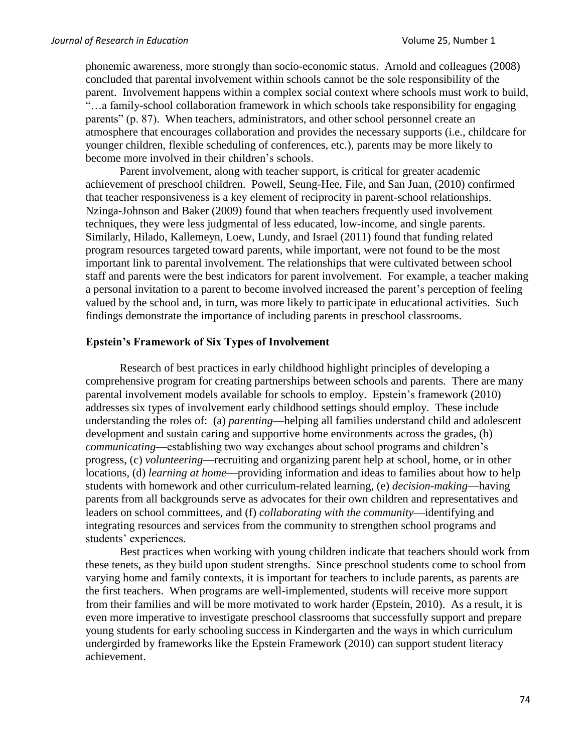phonemic awareness, more strongly than socio-economic status. Arnold and colleagues (2008) concluded that parental involvement within schools cannot be the sole responsibility of the parent. Involvement happens within a complex social context where schools must work to build, "…a family-school collaboration framework in which schools take responsibility for engaging parents" (p. 87). When teachers, administrators, and other school personnel create an atmosphere that encourages collaboration and provides the necessary supports (i.e., childcare for younger children, flexible scheduling of conferences, etc.), parents may be more likely to become more involved in their children's schools.

Parent involvement, along with teacher support, is critical for greater academic achievement of preschool children. Powell, Seung-Hee, File, and San Juan, (2010) confirmed that teacher responsiveness is a key element of reciprocity in parent-school relationships. Nzinga-Johnson and Baker (2009) found that when teachers frequently used involvement techniques, they were less judgmental of less educated, low-income, and single parents. Similarly, Hilado, Kallemeyn, Loew, Lundy, and Israel (2011) found that funding related program resources targeted toward parents, while important, were not found to be the most important link to parental involvement. The relationships that were cultivated between school staff and parents were the best indicators for parent involvement. For example, a teacher making a personal invitation to a parent to become involved increased the parent's perception of feeling valued by the school and, in turn, was more likely to participate in educational activities. Such findings demonstrate the importance of including parents in preschool classrooms.

### Epstein's Framework of Six Types of Involvement

Research of best practices in early childhood highlight principles of developing a comprehensive program for creating partnerships between schools and parents. There are many parental involvement models available for schools to employ. Epstein's framework (2010) addresses six types of involvement early childhood settings should employ. These include understanding the roles of: (a) *parenting*—helping all families understand child and adolescent development and sustain caring and supportive home environments across the grades, (b) *communicating*—establishing two way exchanges about school programs and children's progress, (c) *volunteering*—recruiting and organizing parent help at school, home, or in other locations, (d) *learning at home*—providing information and ideas to families about how to help students with homework and other curriculum-related learning, (e) *decision-making*—having parents from all backgrounds serve as advocates for their own children and representatives and leaders on school committees, and (f) *collaborating with the community*—identifying and integrating resources and services from the community to strengthen school programs and students' experiences.

Best practices when working with young children indicate that teachers should work from these tenets, as they build upon student strengths. Since preschool students come to school from varying home and family contexts, it is important for teachers to include parents, as parents are the first teachers. When programs are well-implemented, students will receive more support from their families and will be more motivated to work harder (Epstein, 2010). As a result, it is even more imperative to investigate preschool classrooms that successfully support and prepare young students for early schooling success in Kindergarten and the ways in which curriculum undergirded by frameworks like the Epstein Framework (2010) can support student literacy achievement.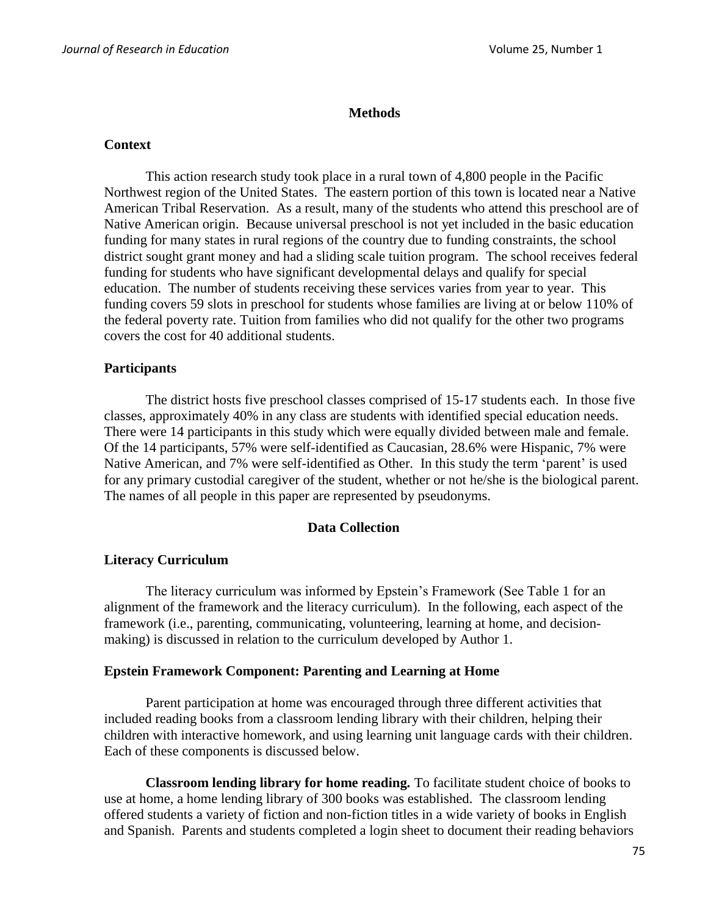## Methods

### Context

This action research study took place in a rural town of 4,800 people in the Pacific Northwest region of the United States. The eastern portion of this town is located near a Native American Tribal Reservation. As a result, many of the students who attend this preschool are of Native American origin. Because universal preschool is not yet included in the basic education funding for many states in rural regions of the country due to funding constraints, the school district sought grant money and had a sliding scale tuition program. The school receives federal funding for students who have significant developmental delays and qualify for special education. The number of students receiving these services varies from year to year. This funding covers 59 slots in preschool for students whose families are living at or below 110% of the federal poverty rate. Tuition from families who did not qualify for the other two programs covers the cost for 40 additional students.

### Participants

The district hosts five preschool classes comprised of 15-17 students each. In those five classes, approximately 40% in any class are students with identified special education needs. There were 14 participants in this study which were equally divided between male and female. Of the 14 participants, 57% were self-identified as Caucasian, 28.6% were Hispanic, 7% were Native American, and 7% were self-identified as Other. In this study the term 'parent' is used for any primary custodial caregiver of the student, whether or not he/she is the biological parent. The names of all people in this paper are represented by pseudonyms.

## Data Collection

### Literacy Curriculum

The literacy curriculum was informed by Epstein's Framework (See Table 1 for an alignment of the framework and the literacy curriculum). In the following, each aspect of the framework (i.e., parenting, communicating, volunteering, learning at home, and decision-making) is discussed in relation to the curriculum developed by Author 1.

### Epstein Framework Component: Parenting and Learning at Home

Parent participation at home was encouraged through three different activities that included reading books from a classroom lending library with their children, helping their children with interactive homework, and using learning unit language cards with their children. Each of these components is discussed below.

**Classroom lending library for home reading.** To facilitate student choice of books to use at home, a home lending library of 300 books was established. The classroom lending offered students a variety of fiction and non-fiction titles in a wide variety of books in English and Spanish. Parents and students completed a login sheet to document their reading behaviors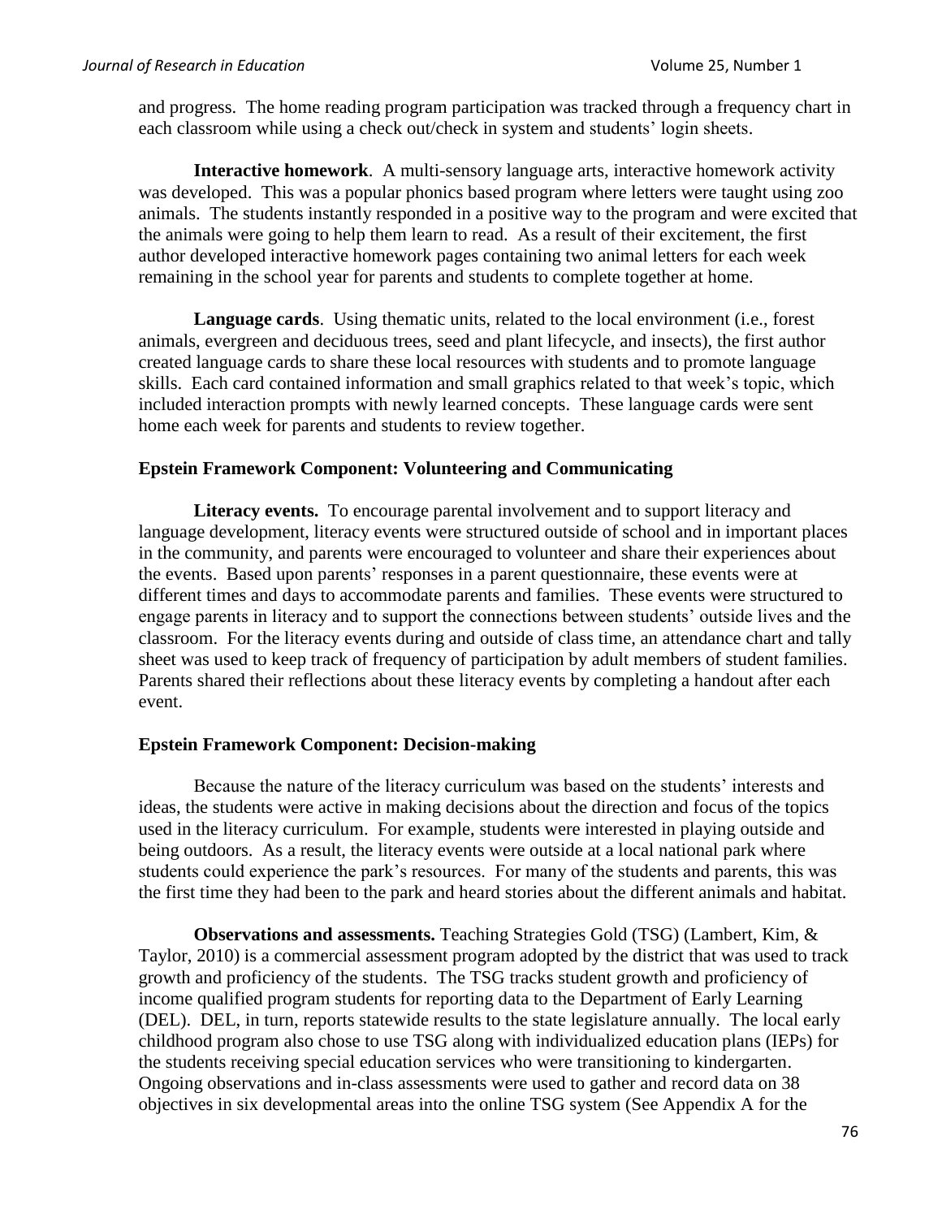and progress. The home reading program participation was tracked through a frequency chart in each classroom while using a check out/check in system and students' login sheets.

**Interactive homework**. A multi-sensory language arts, interactive homework activity was developed. This was a popular phonics based program where letters were taught using zoo animals. The students instantly responded in a positive way to the program and were excited that the animals were going to help them learn to read. As a result of their excitement, the first author developed interactive homework pages containing two animal letters for each week remaining in the school year for parents and students to complete together at home.

**Language cards**. Using thematic units, related to the local environment (i.e., forest animals, evergreen and deciduous trees, seed and plant lifecycle, and insects), the first author created language cards to share these local resources with students and to promote language skills. Each card contained information and small graphics related to that week's topic, which included interaction prompts with newly learned concepts. These language cards were sent home each week for parents and students to review together.

### Epstein Framework Component: Volunteering and Communicating

**Literacy events.** To encourage parental involvement and to support literacy and language development, literacy events were structured outside of school and in important places in the community, and parents were encouraged to volunteer and share their experiences about the events. Based upon parents' responses in a parent questionnaire, these events were at different times and days to accommodate parents and families. These events were structured to engage parents in literacy and to support the connections between students' outside lives and the classroom. For the literacy events during and outside of class time, an attendance chart and tally sheet was used to keep track of frequency of participation by adult members of student families. Parents shared their reflections about these literacy events by completing a handout after each event.

### Epstein Framework Component: Decision-making

Because the nature of the literacy curriculum was based on the students' interests and ideas, the students were active in making decisions about the direction and focus of the topics used in the literacy curriculum. For example, students were interested in playing outside and being outdoors. As a result, the literacy events were outside at a local national park where students could experience the park's resources. For many of the students and parents, this was the first time they had been to the park and heard stories about the different animals and habitat.

**Observations and assessments.** Teaching Strategies Gold (TSG) (Lambert, Kim, & Taylor, 2010) is a commercial assessment program adopted by the district that was used to track growth and proficiency of the students. The TSG tracks student growth and proficiency of income qualified program students for reporting data to the Department of Early Learning (DEL). DEL, in turn, reports statewide results to the state legislature annually. The local early childhood program also chose to use TSG along with individualized education plans (IEPs) for the students receiving special education services who were transitioning to kindergarten. Ongoing observations and in-class assessments were used to gather and record data on 38 objectives in six developmental areas into the online TSG system (See Appendix A for the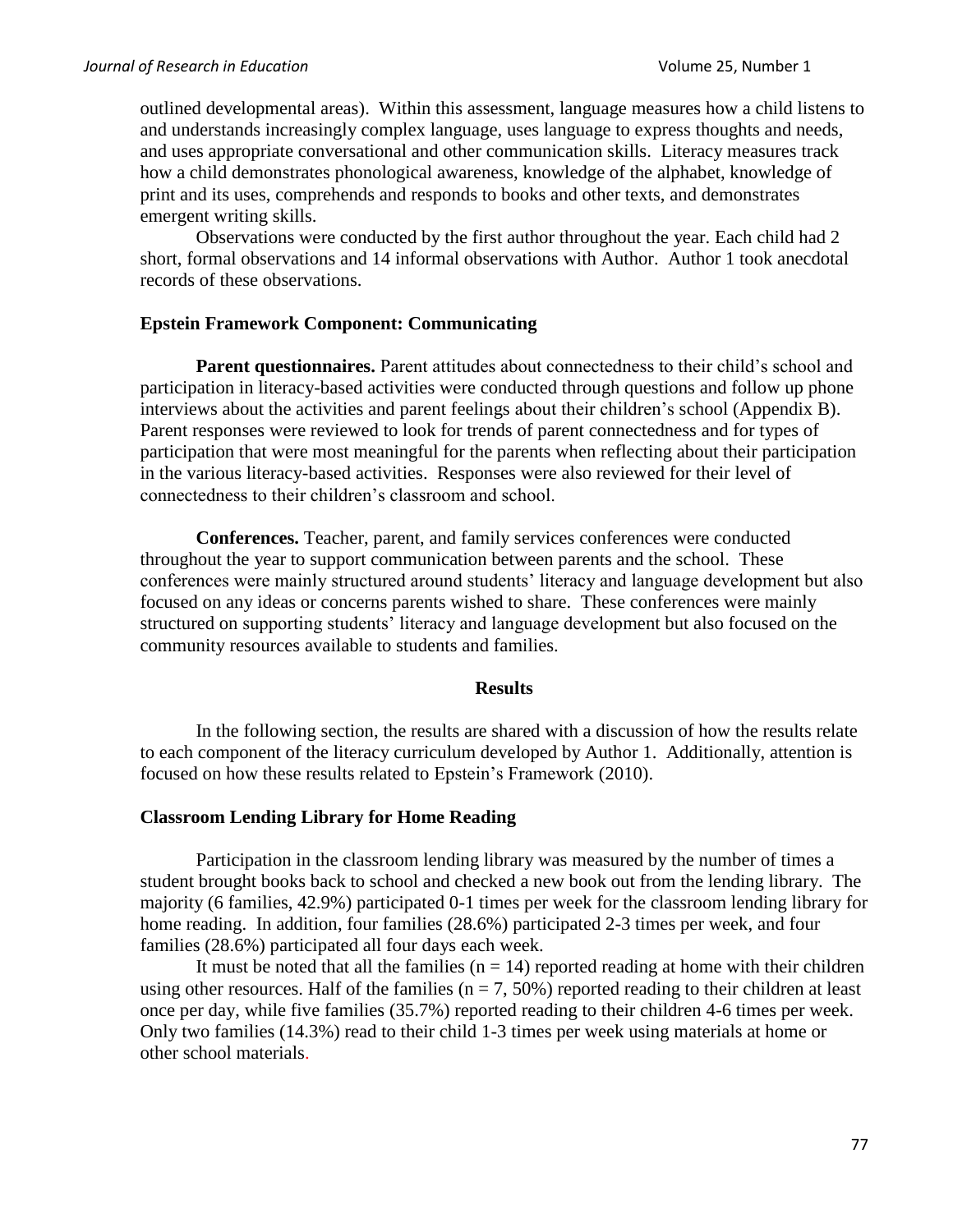outlined developmental areas). Within this assessment, language measures how a child listens to and understands increasingly complex language, uses language to express thoughts and needs, and uses appropriate conversational and other communication skills. Literacy measures track how a child demonstrates phonological awareness, knowledge of the alphabet, knowledge of print and its uses, comprehends and responds to books and other texts, and demonstrates emergent writing skills.

Observations were conducted by the first author throughout the year. Each child had 2 short, formal observations and 14 informal observations with Author. Author 1 took anecdotal records of these observations.

### Epstein Framework Component: Communicating

**Parent questionnaires.** Parent attitudes about connectedness to their child's school and participation in literacy-based activities were conducted through questions and follow up phone interviews about the activities and parent feelings about their children's school (Appendix B). Parent responses were reviewed to look for trends of parent connectedness and for types of participation that were most meaningful for the parents when reflecting about their participation in the various literacy-based activities. Responses were also reviewed for their level of connectedness to their children's classroom and school.

**Conferences.** Teacher, parent, and family services conferences were conducted throughout the year to support communication between parents and the school. These conferences were mainly structured around students' literacy and language development but also focused on any ideas or concerns parents wished to share. These conferences were mainly structured on supporting students' literacy and language development but also focused on the community resources available to students and families.

## Results

In the following section, the results are shared with a discussion of how the results relate to each component of the literacy curriculum developed by Author 1. Additionally, attention is focused on how these results related to Epstein's Framework (2010).

### Classroom Lending Library for Home Reading

Participation in the classroom lending library was measured by the number of times a student brought books back to school and checked a new book out from the lending library. The majority (6 families, 42.9%) participated 0-1 times per week for the classroom lending library for home reading. In addition, four families (28.6%) participated 2-3 times per week, and four families (28.6%) participated all four days each week.

It must be noted that all the families ($n = 14$) reported reading at home with their children using other resources. Half of the families ($n = 7$, 50%) reported reading to their children at least once per day, while five families (35.7%) reported reading to their children 4-6 times per week. Only two families (14.3%) read to their child 1-3 times per week using materials at home or other school materials.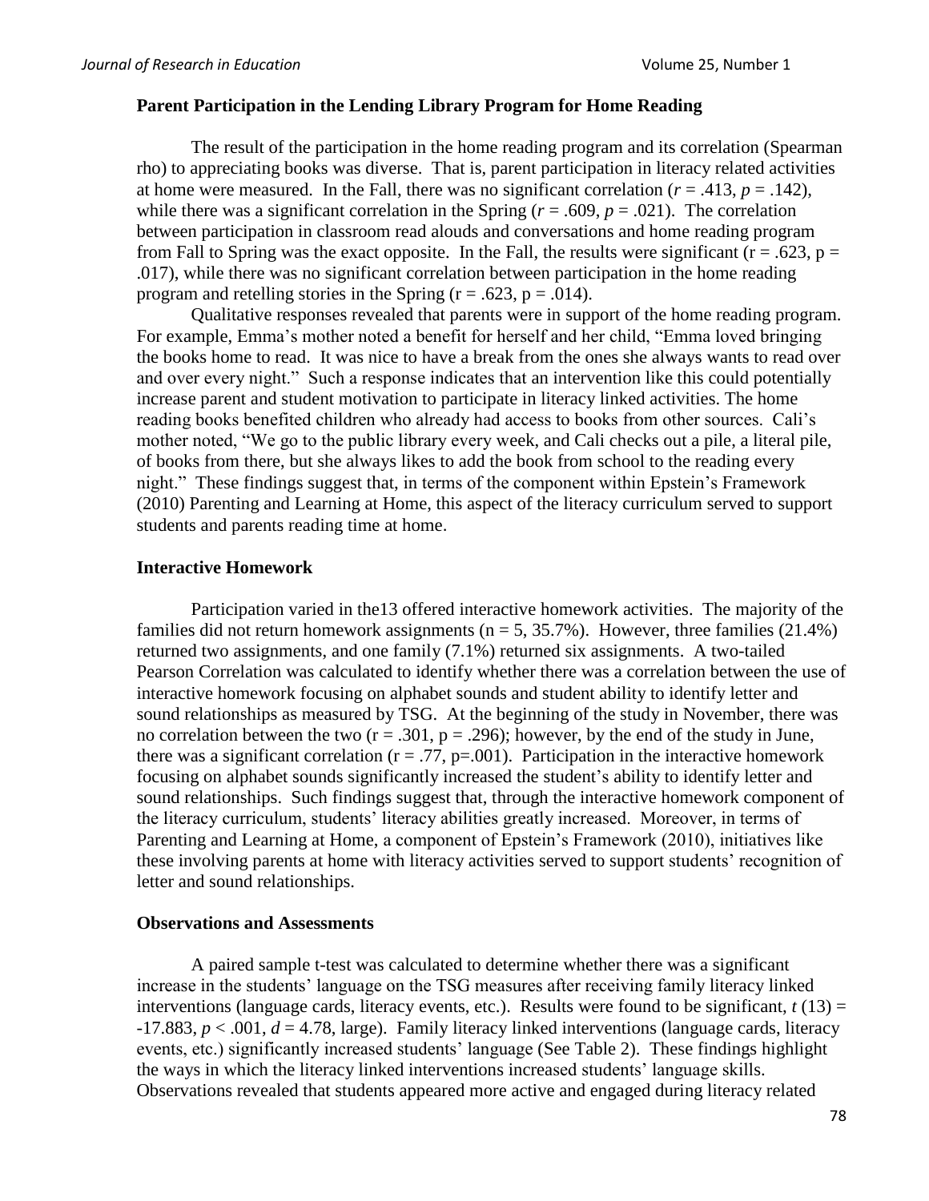### Parent Participation in the Lending Library Program for Home Reading

The result of the participation in the home reading program and its correlation (Spearman rho) to appreciating books was diverse. That is, parent participation in literacy related activities at home were measured. In the Fall, there was no significant correlation ($r = .413$, $p = .142$), while there was a significant correlation in the Spring ($r = .609$, $p = .021$). The correlation between participation in classroom read alouds and conversations and home reading program from Fall to Spring was the exact opposite. In the Fall, the results were significant ($r = .623$, $p = .017$), while there was no significant correlation between participation in the home reading program and retelling stories in the Spring ($r = .623$, $p = .014$).

Qualitative responses revealed that parents were in support of the home reading program. For example, Emma's mother noted a benefit for herself and her child, "Emma loved bringing the books home to read. It was nice to have a break from the ones she always wants to read over and over every night." Such a response indicates that an intervention like this could potentially increase parent and student motivation to participate in literacy linked activities. The home reading books benefited children who already had access to books from other sources. Cali's mother noted, "We go to the public library every week, and Cali checks out a pile, a literal pile, of books from there, but she always likes to add the book from school to the reading every night." These findings suggest that, in terms of the component within Epstein's Framework (2010) Parenting and Learning at Home, this aspect of the literacy curriculum served to support students and parents reading time at home.

### Interactive Homework

Participation varied in the13 offered interactive homework activities. The majority of the families did not return homework assignments ($n = 5$, 35.7%). However, three families (21.4%) returned two assignments, and one family (7.1%) returned six assignments. A two-tailed Pearson Correlation was calculated to identify whether there was a correlation between the use of interactive homework focusing on alphabet sounds and student ability to identify letter and sound relationships as measured by TSG. At the beginning of the study in November, there was no correlation between the two ($r = .301$, $p = .296$); however, by the end of the study in June, there was a significant correlation ($r = .77$, $p=.001$). Participation in the interactive homework focusing on alphabet sounds significantly increased the student's ability to identify letter and sound relationships. Such findings suggest that, through the interactive homework component of the literacy curriculum, students' literacy abilities greatly increased. Moreover, in terms of Parenting and Learning at Home, a component of Epstein's Framework (2010), initiatives like these involving parents at home with literacy activities served to support students' recognition of letter and sound relationships.

### Observations and Assessments

A paired sample t-test was calculated to determine whether there was a significant increase in the students' language on the TSG measures after receiving family literacy linked interventions (language cards, literacy events, etc.). Results were found to be significant, $t\,(13) = -17.883$, $p < .001$, $d = 4.78$, large). Family literacy linked interventions (language cards, literacy events, etc.) significantly increased students' language (See Table 2). These findings highlight the ways in which the literacy linked interventions increased students' language skills. Observations revealed that students appeared more active and engaged during literacy related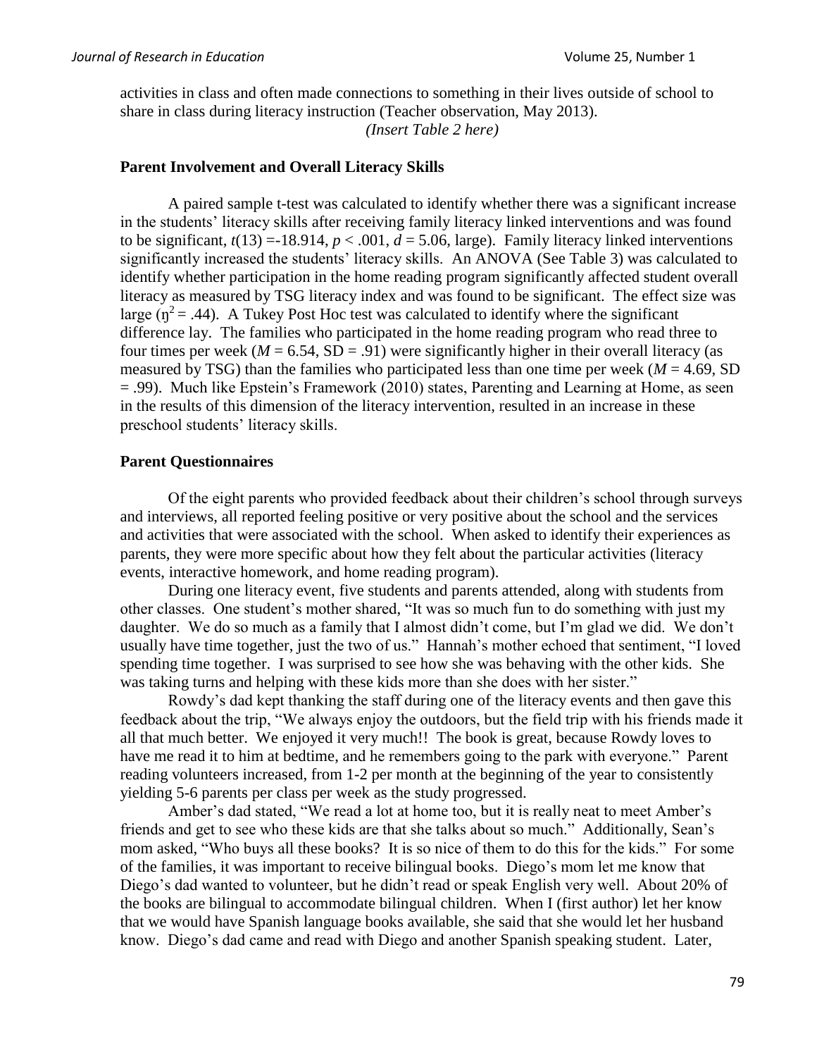activities in class and often made connections to something in their lives outside of school to share in class during literacy instruction (Teacher observation, May 2013).

*(Insert Table 2 here)*

### Parent Involvement and Overall Literacy Skills

A paired sample t-test was calculated to identify whether there was a significant increase in the students' literacy skills after receiving family literacy linked interventions and was found to be significant, $t(13) = -18.914$, $p < .001$, $d = 5.06$, large). Family literacy linked interventions significantly increased the students' literacy skills. An ANOVA (See Table 3) was calculated to identify whether participation in the home reading program significantly affected student overall literacy as measured by TSG literacy index and was found to be significant. The effect size was large ($\eta^2 = .44$). A Tukey Post Hoc test was calculated to identify where the significant difference lay. The families who participated in the home reading program who read three to four times per week ($M = 6.54$, SD = .91) were significantly higher in their overall literacy (as measured by TSG) than the families who participated less than one time per week ($M = 4.69$, SD = .99). Much like Epstein's Framework (2010) states, Parenting and Learning at Home, as seen in the results of this dimension of the literacy intervention, resulted in an increase in these preschool students' literacy skills.

### Parent Questionnaires

Of the eight parents who provided feedback about their children's school through surveys and interviews, all reported feeling positive or very positive about the school and the services and activities that were associated with the school. When asked to identify their experiences as parents, they were more specific about how they felt about the particular activities (literacy events, interactive homework, and home reading program).

During one literacy event, five students and parents attended, along with students from other classes. One student's mother shared, "It was so much fun to do something with just my daughter. We do so much as a family that I almost didn't come, but I'm glad we did. We don't usually have time together, just the two of us." Hannah's mother echoed that sentiment, "I loved spending time together. I was surprised to see how she was behaving with the other kids. She was taking turns and helping with these kids more than she does with her sister."

Rowdy's dad kept thanking the staff during one of the literacy events and then gave this feedback about the trip, "We always enjoy the outdoors, but the field trip with his friends made it all that much better. We enjoyed it very much!! The book is great, because Rowdy loves to have me read it to him at bedtime, and he remembers going to the park with everyone." Parent reading volunteers increased, from 1-2 per month at the beginning of the year to consistently yielding 5-6 parents per class per week as the study progressed.

Amber's dad stated, "We read a lot at home too, but it is really neat to meet Amber's friends and get to see who these kids are that she talks about so much." Additionally, Sean's mom asked, "Who buys all these books? It is so nice of them to do this for the kids." For some of the families, it was important to receive bilingual books. Diego's mom let me know that Diego's dad wanted to volunteer, but he didn't read or speak English very well. About 20% of the books are bilingual to accommodate bilingual children. When I (first author) let her know that we would have Spanish language books available, she said that she would let her husband know. Diego's dad came and read with Diego and another Spanish speaking student. Later,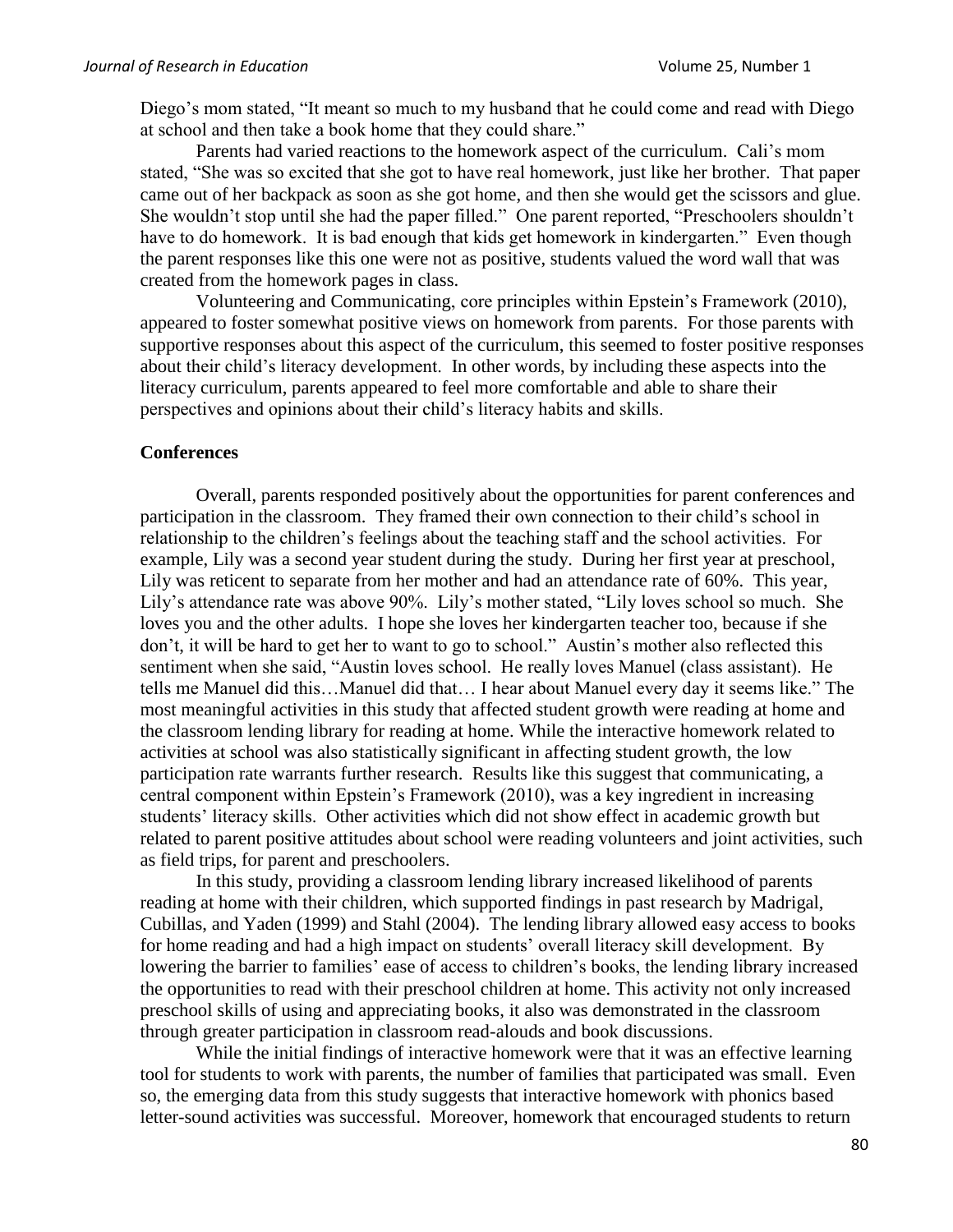Diego's mom stated, "It meant so much to my husband that he could come and read with Diego at school and then take a book home that they could share."

Parents had varied reactions to the homework aspect of the curriculum. Cali's mom stated, "She was so excited that she got to have real homework, just like her brother. That paper came out of her backpack as soon as she got home, and then she would get the scissors and glue. She wouldn't stop until she had the paper filled." One parent reported, "Preschoolers shouldn't have to do homework. It is bad enough that kids get homework in kindergarten." Even though the parent responses like this one were not as positive, students valued the word wall that was created from the homework pages in class.

Volunteering and Communicating, core principles within Epstein's Framework (2010), appeared to foster somewhat positive views on homework from parents. For those parents with supportive responses about this aspect of the curriculum, this seemed to foster positive responses about their child's literacy development. In other words, by including these aspects into the literacy curriculum, parents appeared to feel more comfortable and able to share their perspectives and opinions about their child's literacy habits and skills.

**Conferences**

Overall, parents responded positively about the opportunities for parent conferences and participation in the classroom. They framed their own connection to their child's school in relationship to the children's feelings about the teaching staff and the school activities. For example, Lily was a second year student during the study. During her first year at preschool, Lily was reticent to separate from her mother and had an attendance rate of 60%. This year, Lily's attendance rate was above 90%. Lily's mother stated, "Lily loves school so much. She loves you and the other adults. I hope she loves her kindergarten teacher too, because if she don't, it will be hard to get her to want to go to school." Austin's mother also reflected this sentiment when she said, "Austin loves school. He really loves Manuel (class assistant). He tells me Manuel did this…Manuel did that… I hear about Manuel every day it seems like." The most meaningful activities in this study that affected student growth were reading at home and the classroom lending library for reading at home. While the interactive homework related to activities at school was also statistically significant in affecting student growth, the low participation rate warrants further research. Results like this suggest that communicating, a central component within Epstein's Framework (2010), was a key ingredient in increasing students' literacy skills. Other activities which did not show effect in academic growth but related to parent positive attitudes about school were reading volunteers and joint activities, such as field trips, for parent and preschoolers.

In this study, providing a classroom lending library increased likelihood of parents reading at home with their children, which supported findings in past research by Madrigal, Cubillas, and Yaden (1999) and Stahl (2004). The lending library allowed easy access to books for home reading and had a high impact on students' overall literacy skill development. By lowering the barrier to families' ease of access to children's books, the lending library increased the opportunities to read with their preschool children at home. This activity not only increased preschool skills of using and appreciating books, it also was demonstrated in the classroom through greater participation in classroom read-alouds and book discussions.

While the initial findings of interactive homework were that it was an effective learning tool for students to work with parents, the number of families that participated was small. Even so, the emerging data from this study suggests that interactive homework with phonics based letter-sound activities was successful. Moreover, homework that encouraged students to return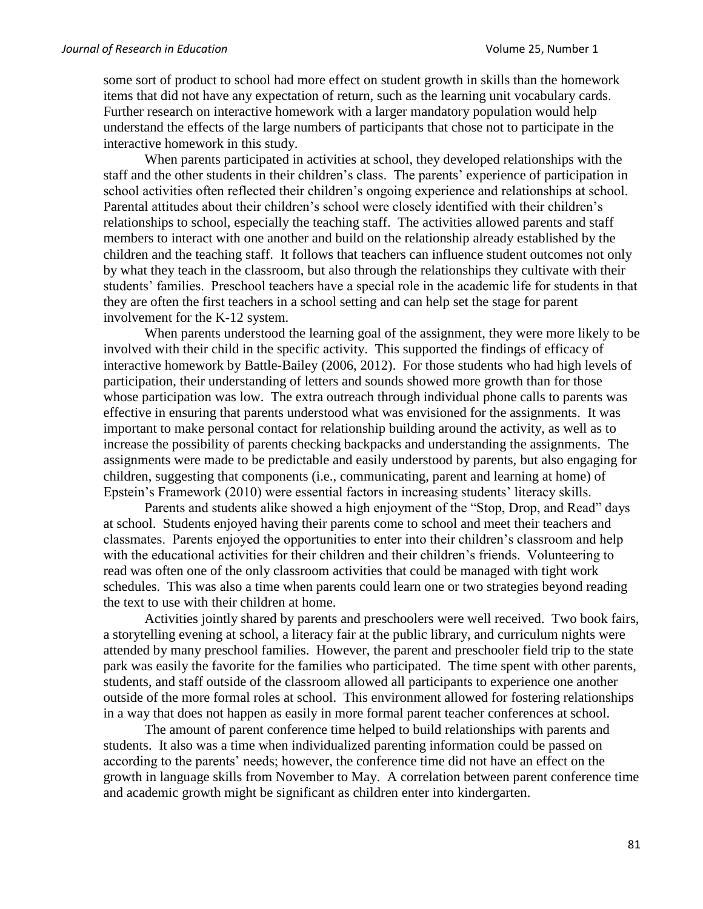some sort of product to school had more effect on student growth in skills than the homework items that did not have any expectation of return, such as the learning unit vocabulary cards. Further research on interactive homework with a larger mandatory population would help understand the effects of the large numbers of participants that chose not to participate in the interactive homework in this study.

When parents participated in activities at school, they developed relationships with the staff and the other students in their children's class. The parents' experience of participation in school activities often reflected their children's ongoing experience and relationships at school. Parental attitudes about their children's school were closely identified with their children's relationships to school, especially the teaching staff. The activities allowed parents and staff members to interact with one another and build on the relationship already established by the children and the teaching staff. It follows that teachers can influence student outcomes not only by what they teach in the classroom, but also through the relationships they cultivate with their students' families. Preschool teachers have a special role in the academic life for students in that they are often the first teachers in a school setting and can help set the stage for parent involvement for the K-12 system.

When parents understood the learning goal of the assignment, they were more likely to be involved with their child in the specific activity. This supported the findings of efficacy of interactive homework by Battle-Bailey (2006, 2012). For those students who had high levels of participation, their understanding of letters and sounds showed more growth than for those whose participation was low. The extra outreach through individual phone calls to parents was effective in ensuring that parents understood what was envisioned for the assignments. It was important to make personal contact for relationship building around the activity, as well as to increase the possibility of parents checking backpacks and understanding the assignments. The assignments were made to be predictable and easily understood by parents, but also engaging for children, suggesting that components (i.e., communicating, parent and learning at home) of Epstein's Framework (2010) were essential factors in increasing students' literacy skills.

Parents and students alike showed a high enjoyment of the "Stop, Drop, and Read" days at school. Students enjoyed having their parents come to school and meet their teachers and classmates. Parents enjoyed the opportunities to enter into their children's classroom and help with the educational activities for their children and their children's friends. Volunteering to read was often one of the only classroom activities that could be managed with tight work schedules. This was also a time when parents could learn one or two strategies beyond reading the text to use with their children at home.

Activities jointly shared by parents and preschoolers were well received. Two book fairs, a storytelling evening at school, a literacy fair at the public library, and curriculum nights were attended by many preschool families. However, the parent and preschooler field trip to the state park was easily the favorite for the families who participated. The time spent with other parents, students, and staff outside of the classroom allowed all participants to experience one another outside of the more formal roles at school. This environment allowed for fostering relationships in a way that does not happen as easily in more formal parent teacher conferences at school.

The amount of parent conference time helped to build relationships with parents and students. It also was a time when individualized parenting information could be passed on according to the parents' needs; however, the conference time did not have an effect on the growth in language skills from November to May. A correlation between parent conference time and academic growth might be significant as children enter into kindergarten.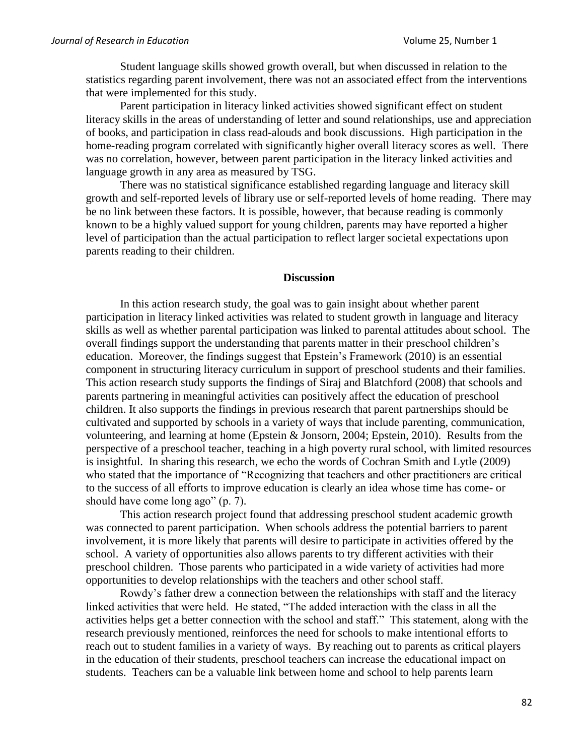Student language skills showed growth overall, but when discussed in relation to the statistics regarding parent involvement, there was not an associated effect from the interventions that were implemented for this study.

Parent participation in literacy linked activities showed significant effect on student literacy skills in the areas of understanding of letter and sound relationships, use and appreciation of books, and participation in class read-alouds and book discussions. High participation in the home-reading program correlated with significantly higher overall literacy scores as well. There was no correlation, however, between parent participation in the literacy linked activities and language growth in any area as measured by TSG.

There was no statistical significance established regarding language and literacy skill growth and self-reported levels of library use or self-reported levels of home reading. There may be no link between these factors. It is possible, however, that because reading is commonly known to be a highly valued support for young children, parents may have reported a higher level of participation than the actual participation to reflect larger societal expectations upon parents reading to their children.

## Discussion

In this action research study, the goal was to gain insight about whether parent participation in literacy linked activities was related to student growth in language and literacy skills as well as whether parental participation was linked to parental attitudes about school. The overall findings support the understanding that parents matter in their preschool children's education. Moreover, the findings suggest that Epstein's Framework (2010) is an essential component in structuring literacy curriculum in support of preschool students and their families. This action research study supports the findings of Siraj and Blatchford (2008) that schools and parents partnering in meaningful activities can positively affect the education of preschool children. It also supports the findings in previous research that parent partnerships should be cultivated and supported by schools in a variety of ways that include parenting, communication, volunteering, and learning at home (Epstein & Jonsorn, 2004; Epstein, 2010). Results from the perspective of a preschool teacher, teaching in a high poverty rural school, with limited resources is insightful. In sharing this research, we echo the words of Cochran Smith and Lytle (2009) who stated that the importance of "Recognizing that teachers and other practitioners are critical to the success of all efforts to improve education is clearly an idea whose time has come- or should have come long ago" (p. 7).

This action research project found that addressing preschool student academic growth was connected to parent participation. When schools address the potential barriers to parent involvement, it is more likely that parents will desire to participate in activities offered by the school. A variety of opportunities also allows parents to try different activities with their preschool children. Those parents who participated in a wide variety of activities had more opportunities to develop relationships with the teachers and other school staff.

Rowdy's father drew a connection between the relationships with staff and the literacy linked activities that were held. He stated, "The added interaction with the class in all the activities helps get a better connection with the school and staff." This statement, along with the research previously mentioned, reinforces the need for schools to make intentional efforts to reach out to student families in a variety of ways. By reaching out to parents as critical players in the education of their students, preschool teachers can increase the educational impact on students. Teachers can be a valuable link between home and school to help parents learn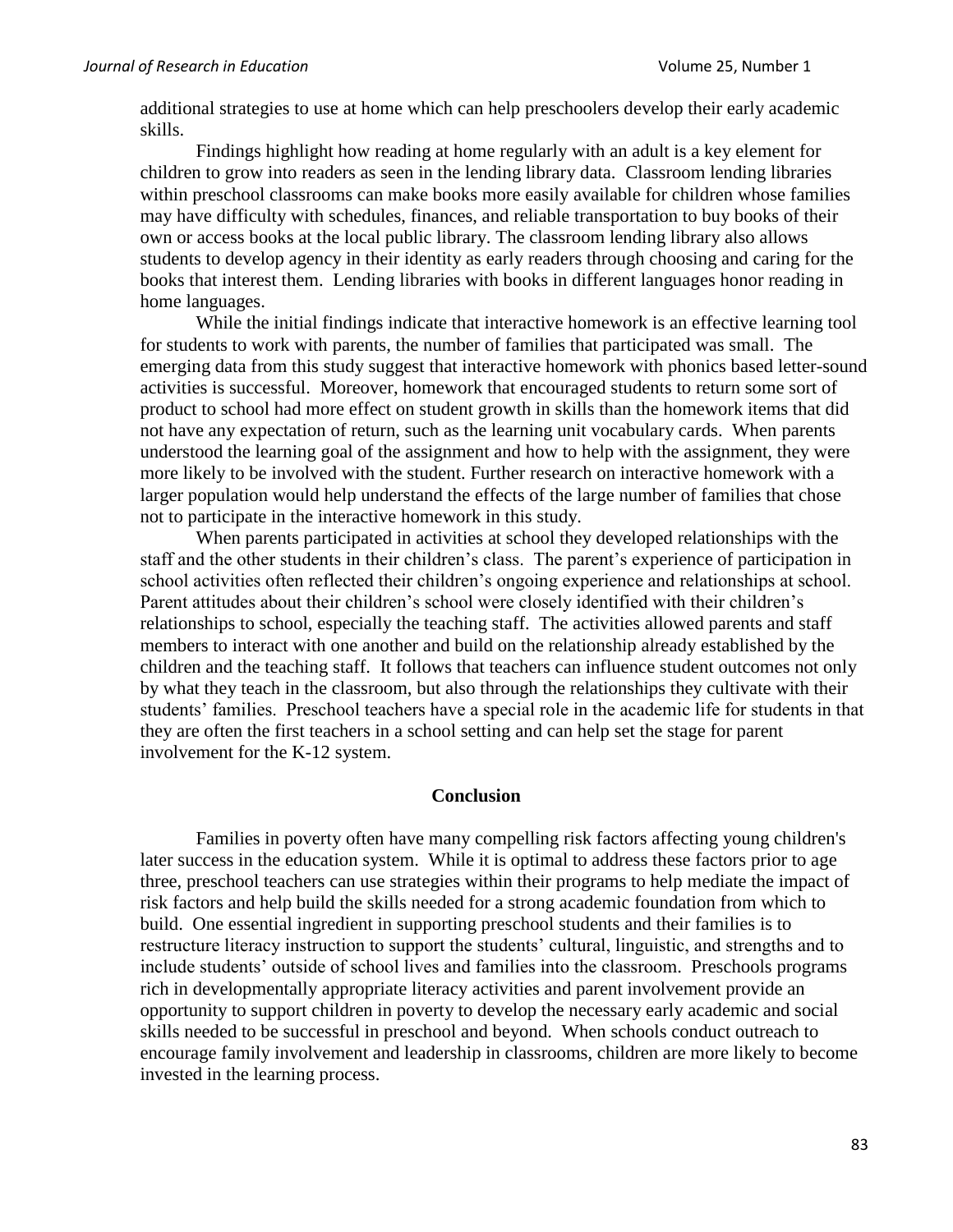additional strategies to use at home which can help preschoolers develop their early academic skills.

Findings highlight how reading at home regularly with an adult is a key element for children to grow into readers as seen in the lending library data. Classroom lending libraries within preschool classrooms can make books more easily available for children whose families may have difficulty with schedules, finances, and reliable transportation to buy books of their own or access books at the local public library. The classroom lending library also allows students to develop agency in their identity as early readers through choosing and caring for the books that interest them. Lending libraries with books in different languages honor reading in home languages.

While the initial findings indicate that interactive homework is an effective learning tool for students to work with parents, the number of families that participated was small. The emerging data from this study suggest that interactive homework with phonics based letter-sound activities is successful. Moreover, homework that encouraged students to return some sort of product to school had more effect on student growth in skills than the homework items that did not have any expectation of return, such as the learning unit vocabulary cards. When parents understood the learning goal of the assignment and how to help with the assignment, they were more likely to be involved with the student. Further research on interactive homework with a larger population would help understand the effects of the large number of families that chose not to participate in the interactive homework in this study.

When parents participated in activities at school they developed relationships with the staff and the other students in their children's class. The parent's experience of participation in school activities often reflected their children's ongoing experience and relationships at school. Parent attitudes about their children's school were closely identified with their children's relationships to school, especially the teaching staff. The activities allowed parents and staff members to interact with one another and build on the relationship already established by the children and the teaching staff. It follows that teachers can influence student outcomes not only by what they teach in the classroom, but also through the relationships they cultivate with their students' families. Preschool teachers have a special role in the academic life for students in that they are often the first teachers in a school setting and can help set the stage for parent involvement for the K-12 system.

## Conclusion

Families in poverty often have many compelling risk factors affecting young children's later success in the education system. While it is optimal to address these factors prior to age three, preschool teachers can use strategies within their programs to help mediate the impact of risk factors and help build the skills needed for a strong academic foundation from which to build. One essential ingredient in supporting preschool students and their families is to restructure literacy instruction to support the students' cultural, linguistic, and strengths and to include students' outside of school lives and families into the classroom. Preschools programs rich in developmentally appropriate literacy activities and parent involvement provide an opportunity to support children in poverty to develop the necessary early academic and social skills needed to be successful in preschool and beyond. When schools conduct outreach to encourage family involvement and leadership in classrooms, children are more likely to become invested in the learning process.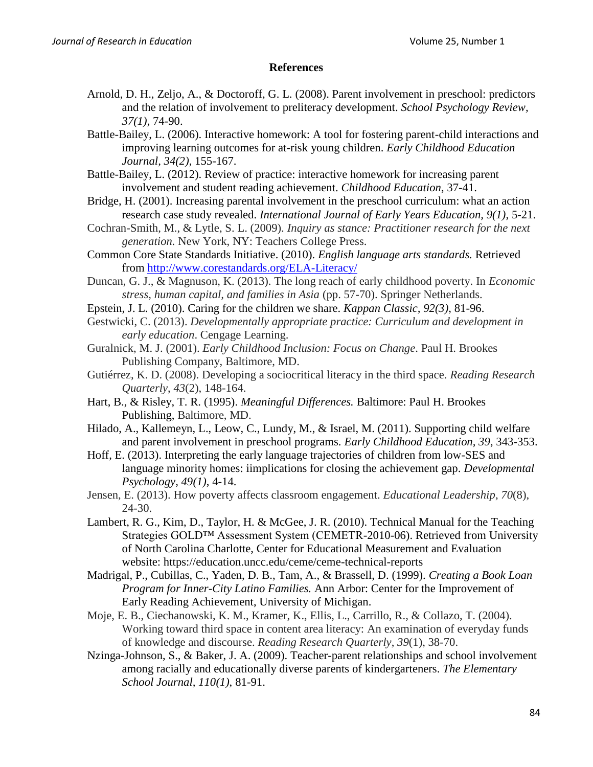## References

Arnold, D. H., Zeljo, A., & Doctoroff, G. L. (2008). Parent involvement in preschool: predictors and the relation of involvement to preliteracy development. *School Psychology Review, 37(1)*, 74-90.

Battle-Bailey, L. (2006). Interactive homework: A tool for fostering parent-child interactions and improving learning outcomes for at-risk young children. *Early Childhood Education Journal, 34(2)*, 155-167.

Battle-Bailey, L. (2012). Review of practice: interactive homework for increasing parent involvement and student reading achievement. *Childhood Education*, 37-41.

Bridge, H. (2001). Increasing parental involvement in the preschool curriculum: what an action research case study revealed. *International Journal of Early Years Education, 9(1)*, 5-21.

Cochran-Smith, M., & Lytle, S. L. (2009). *Inquiry as stance: Practitioner research for the next generation.* New York, NY: Teachers College Press.

Common Core State Standards Initiative. (2010). *English language arts standards.* Retrieved from [http://www.corestandards.org/ELA-Literacy/](http://www.corestandards.org/ELA-Literacy/)

Duncan, G. J., & Magnuson, K. (2013). The long reach of early childhood poverty. In *Economic stress, human capital, and families in Asia* (pp. 57-70). Springer Netherlands.

Epstein, J. L. (2010). Caring for the children we share. *Kappan Classic, 92(3)*, 81-96.

Gestwicki, C. (2013). *Developmentally appropriate practice: Curriculum and development in early education*. Cengage Learning.

Guralnick, M. J. (2001). *Early Childhood Inclusion: Focus on Change*. Paul H. Brookes Publishing Company, Baltimore, MD.

Gutiérrez, K. D. (2008). Developing a sociocritical literacy in the third space. *Reading Research Quarterly*, *43*(2), 148-164.

Hart, B., & Risley, T. R. (1995). *Meaningful Differences.* Baltimore: Paul H. Brookes Publishing, Baltimore, MD.

Hilado, A., Kallemeyn, L., Leow, C., Lundy, M., & Israel, M. (2011). Supporting child welfare and parent involvement in preschool programs. *Early Childhood Education*, *39*, 343-353.

Hoff, E. (2013). Interpreting the early language trajectories of children from low-SES and language minority homes: iimplications for closing the achievement gap. *Developmental Psychology, 49(1)*, 4-14.

Jensen, E. (2013). How poverty affects classroom engagement. *Educational Leadership*, *70*(8), 24-30.

Lambert, R. G., Kim, D., Taylor, H. & McGee, J. R. (2010). Technical Manual for the Teaching Strategies GOLD™ Assessment System (CEMETR-2010-06). Retrieved from University of North Carolina Charlotte, Center for Educational Measurement and Evaluation website: https://education.uncc.edu/ceme/ceme-technical-reports

Madrigal, P., Cubillas, C., Yaden, D. B., Tam, A., & Brassell, D. (1999). *Creating a Book Loan Program for Inner-City Latino Families.* Ann Arbor: Center for the Improvement of Early Reading Achievement, University of Michigan.

Moje, E. B., Ciechanowski, K. M., Kramer, K., Ellis, L., Carrillo, R., & Collazo, T. (2004). Working toward third space in content area literacy: An examination of everyday funds of knowledge and discourse. *Reading Research Quarterly*, *39*(1), 38-70.

Nzinga-Johnson, S., & Baker, J. A. (2009). Teacher-parent relationships and school involvement among racially and educationally diverse parents of kindergarteners. *The Elementary School Journal, 110(1)*, 81-91.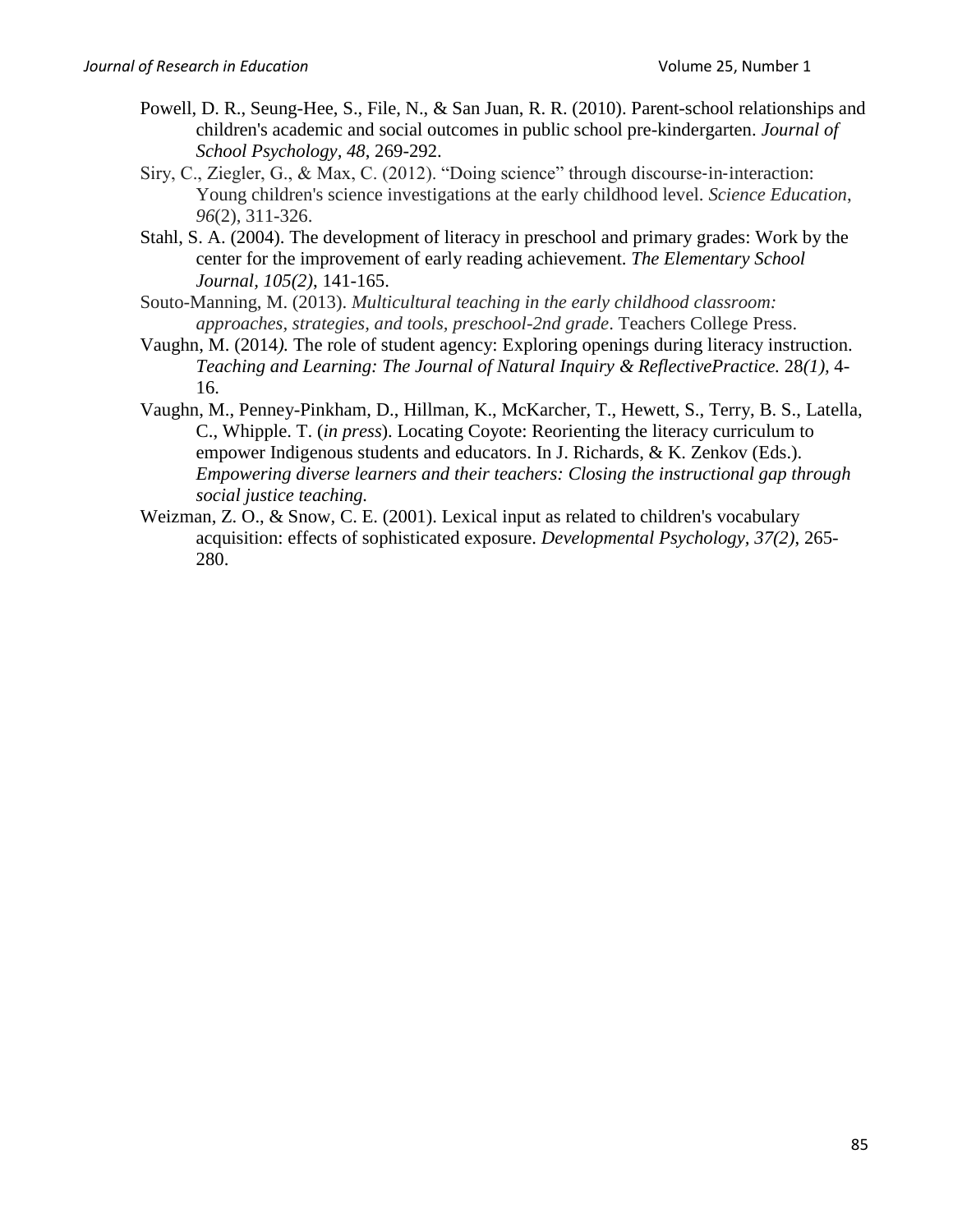Powell, D. R., Seung-Hee, S., File, N., & San Juan, R. R. (2010). Parent-school relationships and children's academic and social outcomes in public school pre-kindergarten. *Journal of School Psychology*, *48*, 269-292.

Siry, C., Ziegler, G., & Max, C. (2012). "Doing science" through discourse-in-interaction: Young children's science investigations at the early childhood level. *Science Education*, *96*(2), 311-326.

Stahl, S. A. (2004). The development of literacy in preschool and primary grades: Work by the center for the improvement of early reading achievement. *The Elementary School Journal*, *105(2)*, 141-165.

Souto-Manning, M. (2013). *Multicultural teaching in the early childhood classroom: approaches, strategies, and tools, preschool-2nd grade*. Teachers College Press.

Vaughn, M. (2014*).* The role of student agency: Exploring openings during literacy instruction. *Teaching and Learning: The Journal of Natural Inquiry & ReflectivePractice.* 28*(1),* 4-16.

Vaughn, M., Penney-Pinkham, D., Hillman, K., McKarcher, T., Hewett, S., Terry, B. S., Latella, C., Whipple. T. (*in press*). Locating Coyote: Reorienting the literacy curriculum to empower Indigenous students and educators. In J. Richards, & K. Zenkov (Eds.). *Empowering diverse learners and their teachers: Closing the instructional gap through social justice teaching.*

Weizman, Z. O., & Snow, C. E. (2001). Lexical input as related to children's vocabulary acquisition: effects of sophisticated exposure. *Developmental Psychology*, *37(2)*, 265-280.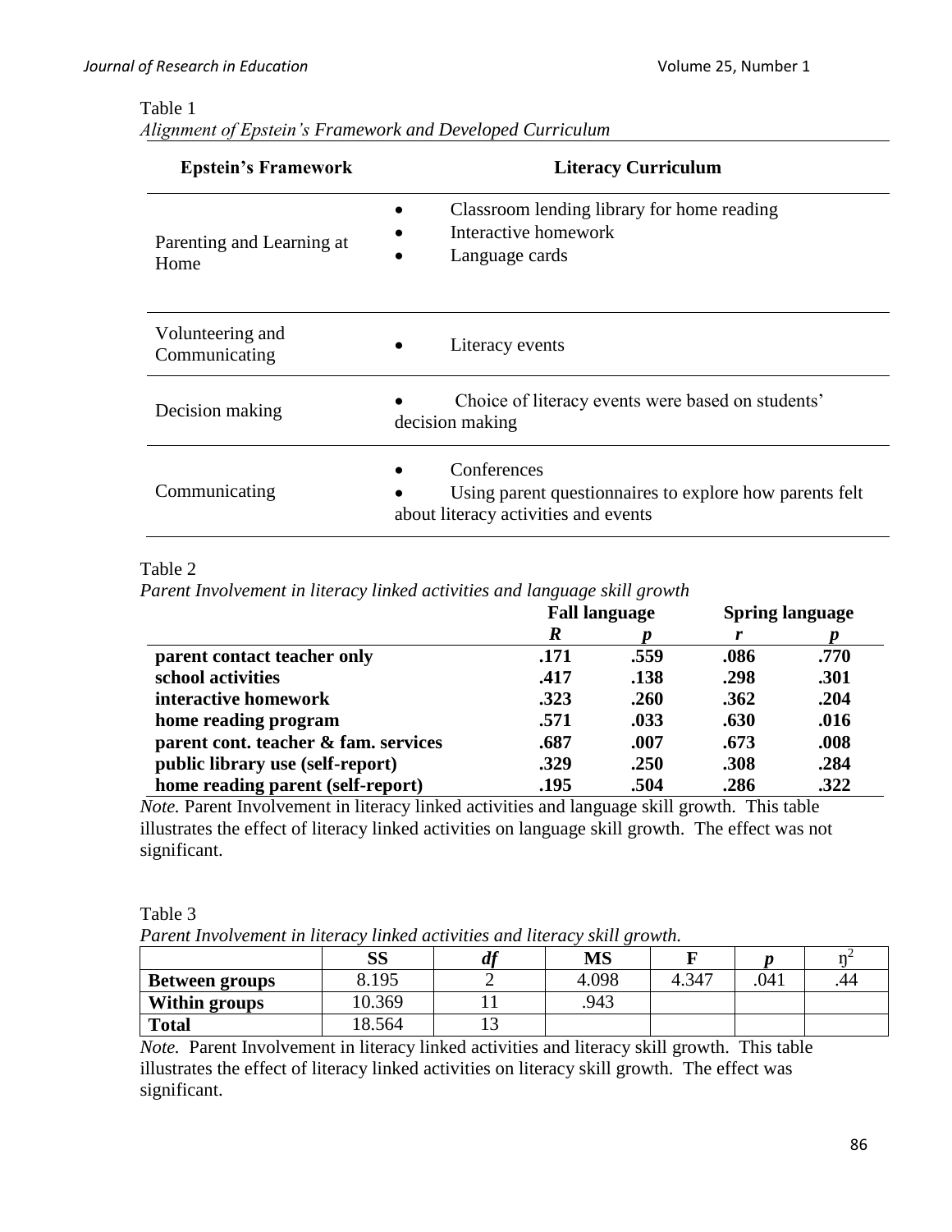Table 1

*Alignment of Epstein's Framework and Developed Curriculum*

| Epstein's Framework | Literacy Curriculum |
|---|---|
| Parenting and Learning at Home | • Classroom lending library for home reading<br>• Interactive homework<br>• Language cards |
| Volunteering and Communicating | • Literacy events |
| Decision making | • Choice of literacy events were based on students' decision making |
| Communicating | • Conferences<br>• Using parent questionnaires to explore how parents felt about literacy activities and events |

Table 2

*Parent Involvement in literacy linked activities and language skill growth*

| | Fall language | | Spring language | |
|---|---|---|---|---|
| | ***R*** | ***p*** | ***r*** | ***p*** |
| **parent contact teacher only** | **.171** | **.559** | **.086** | **.770** |
| **school activities** | **.417** | **.138** | **.298** | **.301** |
| **interactive homework** | **.323** | **.260** | **.362** | **.204** |
| **home reading program** | **.571** | **.033** | **.630** | **.016** |
| **parent cont. teacher & fam. services** | **.687** | **.007** | **.673** | **.008** |
| **public library use (self-report)** | **.329** | **.250** | **.308** | **.284** |
| **home reading parent (self-report)** | **.195** | **.504** | **.286** | **.322** |

*Note.* Parent Involvement in literacy linked activities and language skill growth. This table illustrates the effect of literacy linked activities on language skill growth. The effect was not significant.

Table 3

*Parent Involvement in literacy linked activities and literacy skill growth.*

| | SS | *df* | MS | F | *p* | $\eta^2$ |
|---|---|---|---|---|---|---|
| **Between groups** | 8.195 | 2 | 4.098 | 4.347 | .041 | .44 |
| **Within groups** | 10.369 | 11 | .943 | | | |
| **Total** | 18.564 | 13 | | | | |

*Note.* Parent Involvement in literacy linked activities and literacy skill growth. This table illustrates the effect of literacy linked activities on literacy skill growth. The effect was significant.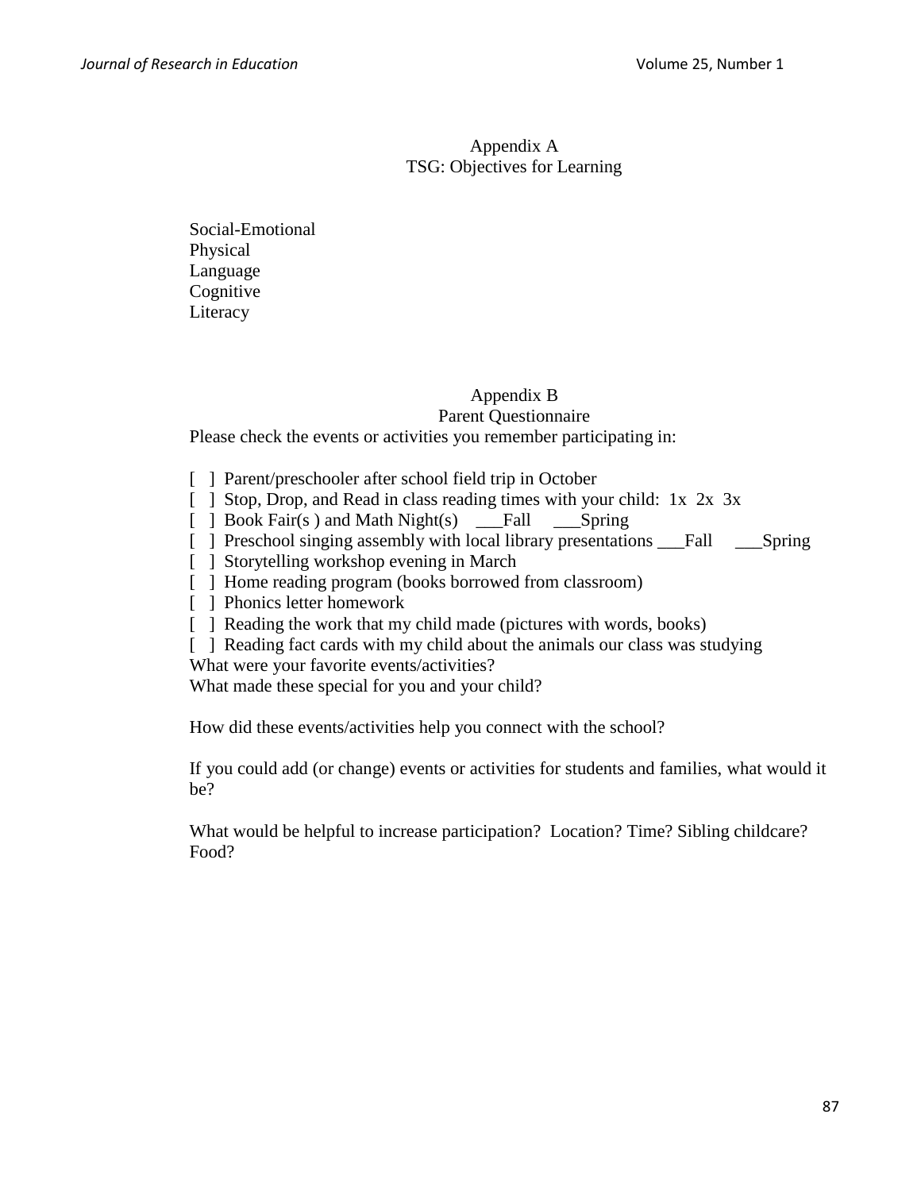## Appendix A
## TSG: Objectives for Learning

Social-Emotional
Physical
Language
Cognitive
Literacy

## Appendix B
## Parent Questionnaire

Please check the events or activities you remember participating in:

[ ] Parent/preschooler after school field trip in October
[ ] Stop, Drop, and Read in class reading times with your child: 1x 2x 3x
[ ] Book Fair(s ) and Math Night(s) ___Fall ___Spring
[ ] Preschool singing assembly with local library presentations ___Fall ___Spring
[ ] Storytelling workshop evening in March
[ ] Home reading program (books borrowed from classroom)
[ ] Phonics letter homework
[ ] Reading the work that my child made (pictures with words, books)
[ ] Reading fact cards with my child about the animals our class was studying

What were your favorite events/activities?
What made these special for you and your child?

How did these events/activities help you connect with the school?

If you could add (or change) events or activities for students and families, what would it be?

What would be helpful to increase participation? Location? Time? Sibling childcare? Food?